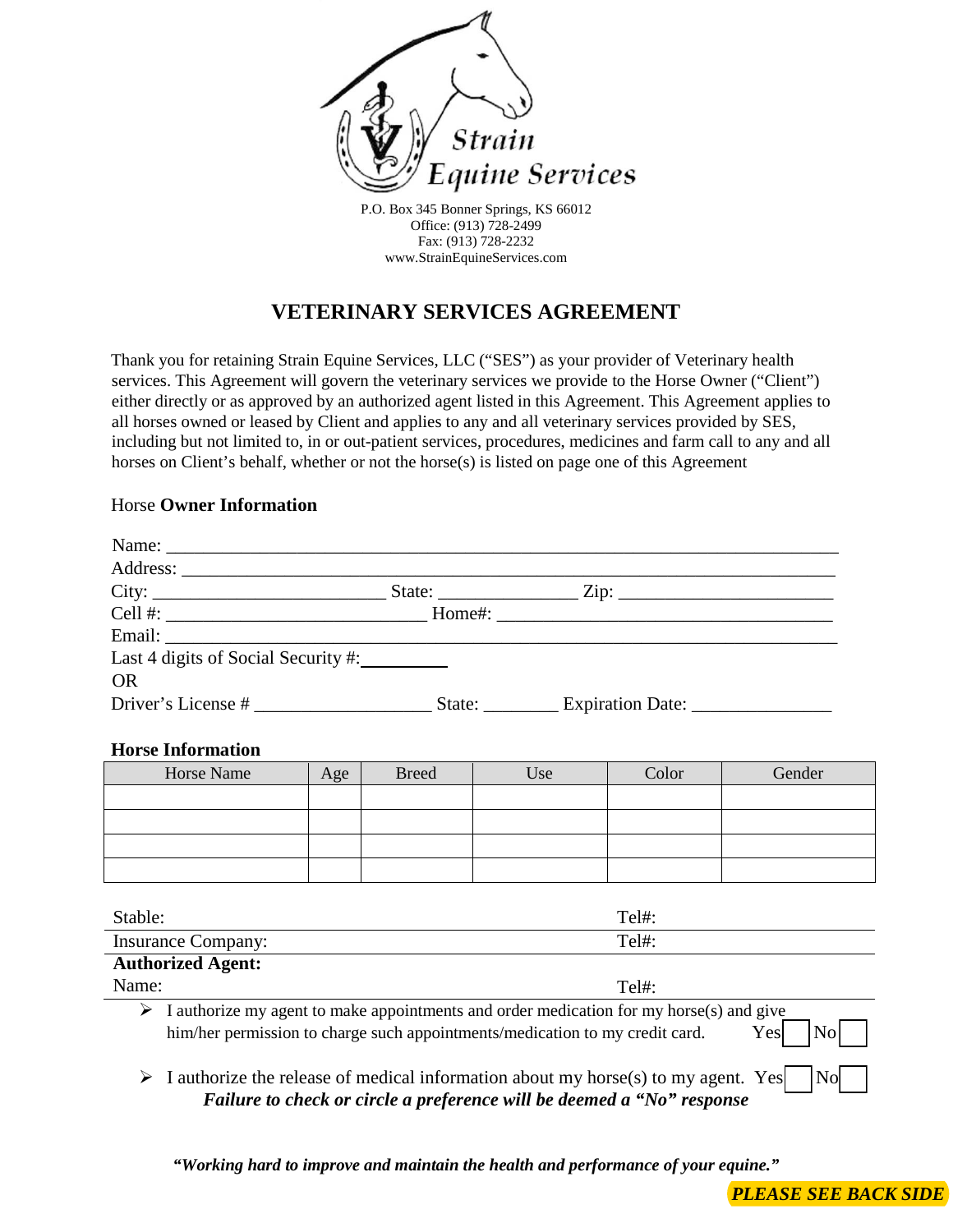Strain Equine Services

P.O. Box 345 Bonner Springs, KS 66012
Office: (913) 728-2499
Fax: (913) 728-2232
www.StrainEquineServices.com

# VETERINARY SERVICES AGREEMENT

Thank you for retaining Strain Equine Services, LLC ("SES") as your provider of Veterinary health services. This Agreement will govern the veterinary services we provide to the Horse Owner ("Client") either directly or as approved by an authorized agent listed in this Agreement. This Agreement applies to all horses owned or leased by Client and applies to any and all veterinary services provided by SES, including but not limited to, in or out-patient services, procedures, medicines and farm call to any and all horses on Client's behalf, whether or not the horse(s) is listed on page one of this Agreement

## Horse **Owner Information**

Name: ___________________________________________________________________

Address: _________________________________________________________________

City: ________________________ State: ______________ Zip: ______________________

Cell #: ___________________________ Home#: __________________________________

Email: ___________________________________________________________________

Last 4 digits of Social Security #: _________

OR

Driver's License # __________________ State: ________ Expiration Date: _______________

## Horse Information

| Horse Name | Age | Breed | Use | Color | Gender |
|---|---|---|---|---|---|
| | | | | | |
| | | | | | |
| | | | | | |
| | | | | | |

Stable: Tel#:

Insurance Company: Tel#:

**Authorized Agent:**

Name: Tel#:

- I authorize my agent to make appointments and order medication for my horse(s) and give him/her permission to charge such appointments/medication to my credit card. Yes ☐ No ☐
- I authorize the release of medical information about my horse(s) to my agent. Yes ☐ No ☐

***Failure to check or circle a preference will be deemed a "No" response***

***"Working hard to improve and maintain the health and performance of your equine."***

***PLEASE SEE BACK SIDE***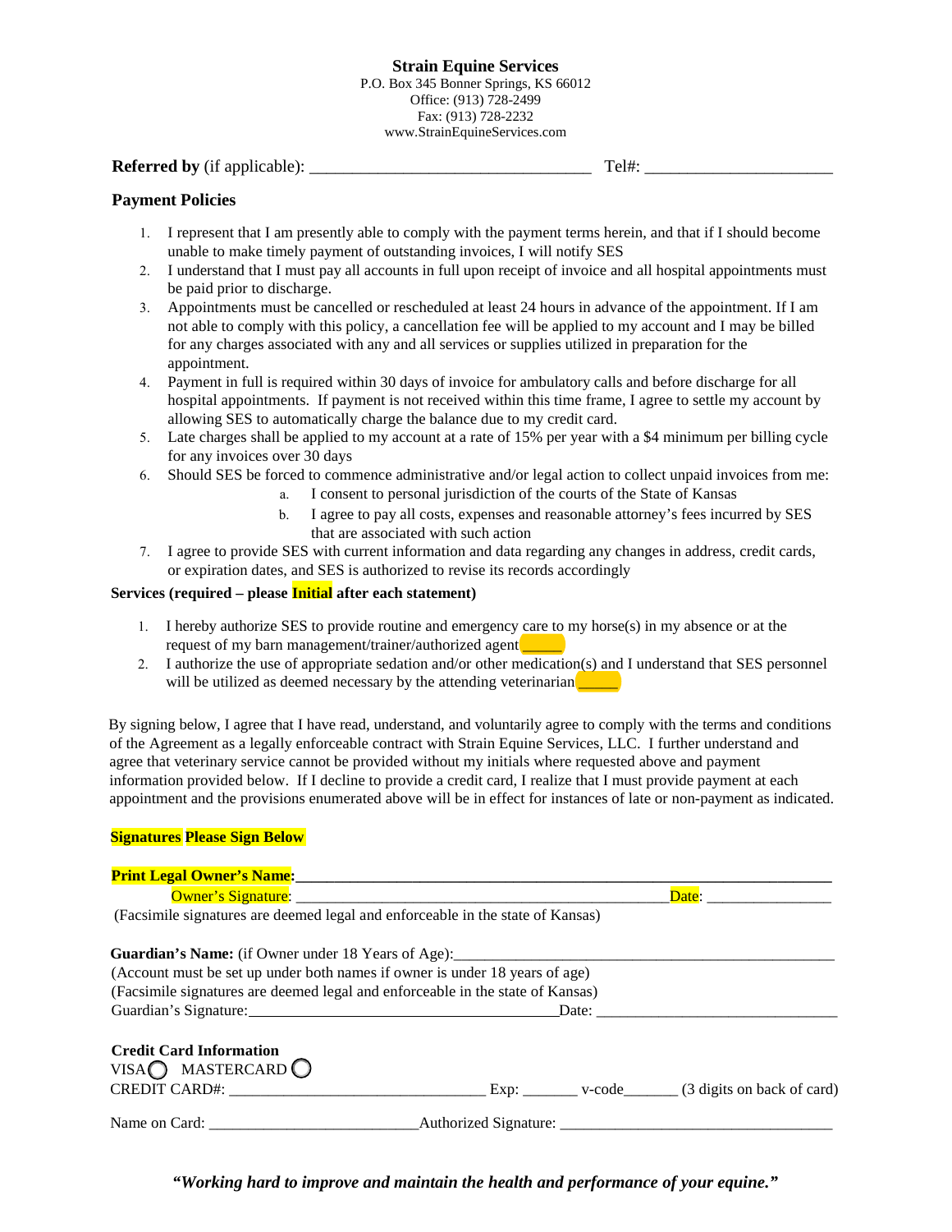**Strain Equine Services**
P.O. Box 345 Bonner Springs, KS 66012
Office: (913) 728-2499
Fax: (913) 728-2232
www.StrainEquineServices.com

**Referred by** (if applicable): _________________________________ Tel#: ______________________

## Payment Policies

1. I represent that I am presently able to comply with the payment terms herein, and that if I should become unable to make timely payment of outstanding invoices, I will notify SES
2. I understand that I must pay all accounts in full upon receipt of invoice and all hospital appointments must be paid prior to discharge.
3. Appointments must be cancelled or rescheduled at least 24 hours in advance of the appointment. If I am not able to comply with this policy, a cancellation fee will be applied to my account and I may be billed for any charges associated with any and all services or supplies utilized in preparation for the appointment.
4. Payment in full is required within 30 days of invoice for ambulatory calls and before discharge for all hospital appointments. If payment is not received within this time frame, I agree to settle my account by allowing SES to automatically charge the balance due to my credit card.
5. Late charges shall be applied to my account at a rate of 15% per year with a $4 minimum per billing cycle for any invoices over 30 days
6. Should SES be forced to commence administrative and/or legal action to collect unpaid invoices from me:
   a. I consent to personal jurisdiction of the courts of the State of Kansas
   b. I agree to pay all costs, expenses and reasonable attorney's fees incurred by SES that are associated with such action
7. I agree to provide SES with current information and data regarding any changes in address, credit cards, or expiration dates, and SES is authorized to revise its records accordingly

**Services (required – please Initial after each statement)**

1. I hereby authorize SES to provide routine and emergency care to my horse(s) in my absence or at the request of my barn management/trainer/authorized agent_____
2. I authorize the use of appropriate sedation and/or other medication(s) and I understand that SES personnel will be utilized as deemed necessary by the attending veterinarian_____

By signing below, I agree that I have read, understand, and voluntarily agree to comply with the terms and conditions of the Agreement as a legally enforceable contract with Strain Equine Services, LLC. I further understand and agree that veterinary service cannot be provided without my initials where requested above and payment information provided below. If I decline to provide a credit card, I realize that I must provide payment at each appointment and the provisions enumerated above will be in effect for instances of late or non-payment as indicated.

**Signatures Please Sign Below**

**Print Legal Owner's Name:**_______________________________________________________________

Owner's Signature: ________________________________________________Date: _______________

(Facsimile signatures are deemed legal and enforceable in the state of Kansas)

**Guardian's Name:** (if Owner under 18 Years of Age):_________________________________________________

(Account must be set up under both names if owner is under 18 years of age)

(Facsimile signatures are deemed legal and enforceable in the state of Kansas)

Guardian's Signature:_______________________________________Date: ______________________________

**Credit Card Information**

VISA ◯ MASTERCARD ◯

CREDIT CARD#: ________________________________ Exp: _______ v-code_______ (3 digits on back of card)

Name on Card: __________________________Authorized Signature: __________________________________

***"Working hard to improve and maintain the health and performance of your equine."***